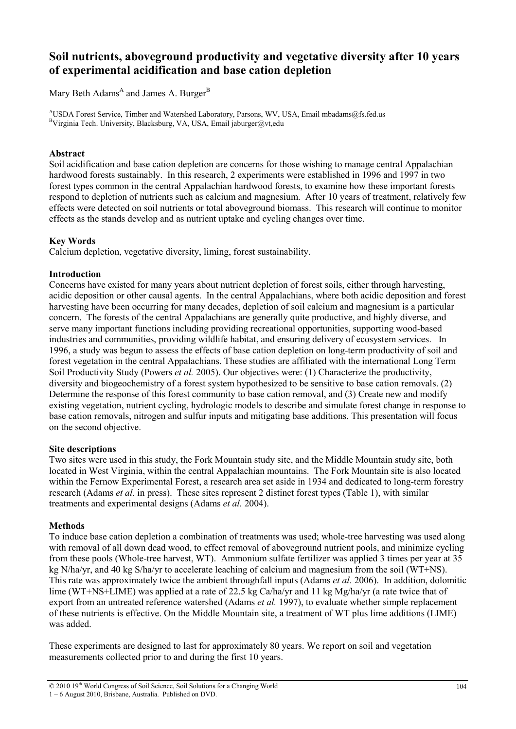# Soil nutrients, aboveground productivity and vegetative diversity after 10 years of experimental acidification and base cation depletion

Mary Beth Adams[A] and James A. Burger[B]

[A]USDA Forest Service, Timber and Watershed Laboratory, Parsons, WV, USA, Email mbadams@fs.fed.us
[B]Virginia Tech. University, Blacksburg, VA, USA, Email jaburger@vt,edu

## Abstract

Soil acidification and base cation depletion are concerns for those wishing to manage central Appalachian hardwood forests sustainably. In this research, 2 experiments were established in 1996 and 1997 in two forest types common in the central Appalachian hardwood forests, to examine how these important forests respond to depletion of nutrients such as calcium and magnesium. After 10 years of treatment, relatively few effects were detected on soil nutrients or total aboveground biomass. This research will continue to monitor effects as the stands develop and as nutrient uptake and cycling changes over time.

## Key Words

Calcium depletion, vegetative diversity, liming, forest sustainability.

## Introduction

Concerns have existed for many years about nutrient depletion of forest soils, either through harvesting, acidic deposition or other causal agents. In the central Appalachians, where both acidic deposition and forest harvesting have been occurring for many decades, depletion of soil calcium and magnesium is a particular concern. The forests of the central Appalachians are generally quite productive, and highly diverse, and serve many important functions including providing recreational opportunities, supporting wood-based industries and communities, providing wildlife habitat, and ensuring delivery of ecosystem services. In 1996, a study was begun to assess the effects of base cation depletion on long-term productivity of soil and forest vegetation in the central Appalachians. These studies are affiliated with the international Long Term Soil Productivity Study (Powers *et al.* 2005). Our objectives were: (1) Characterize the productivity, diversity and biogeochemistry of a forest system hypothesized to be sensitive to base cation removals. (2) Determine the response of this forest community to base cation removal, and (3) Create new and modify existing vegetation, nutrient cycling, hydrologic models to describe and simulate forest change in response to base cation removals, nitrogen and sulfur inputs and mitigating base additions. This presentation will focus on the second objective.

## Site descriptions

Two sites were used in this study, the Fork Mountain study site, and the Middle Mountain study site, both located in West Virginia, within the central Appalachian mountains. The Fork Mountain site is also located within the Fernow Experimental Forest, a research area set aside in 1934 and dedicated to long-term forestry research (Adams *et al.* in press). These sites represent 2 distinct forest types (Table 1), with similar treatments and experimental designs (Adams *et al.* 2004).

## Methods

To induce base cation depletion a combination of treatments was used; whole-tree harvesting was used along with removal of all down dead wood, to effect removal of aboveground nutrient pools, and minimize cycling from these pools (Whole-tree harvest, WT). Ammonium sulfate fertilizer was applied 3 times per year at 35 kg N/ha/yr, and 40 kg S/ha/yr to accelerate leaching of calcium and magnesium from the soil (WT+NS). This rate was approximately twice the ambient throughfall inputs (Adams *et al.* 2006). In addition, dolomitic lime (WT+NS+LIME) was applied at a rate of 22.5 kg Ca/ha/yr and 11 kg Mg/ha/yr (a rate twice that of export from an untreated reference watershed (Adams *et al.* 1997), to evaluate whether simple replacement of these nutrients is effective. On the Middle Mountain site, a treatment of WT plus lime additions (LIME) was added.

These experiments are designed to last for approximately 80 years. We report on soil and vegetation measurements collected prior to and during the first 10 years.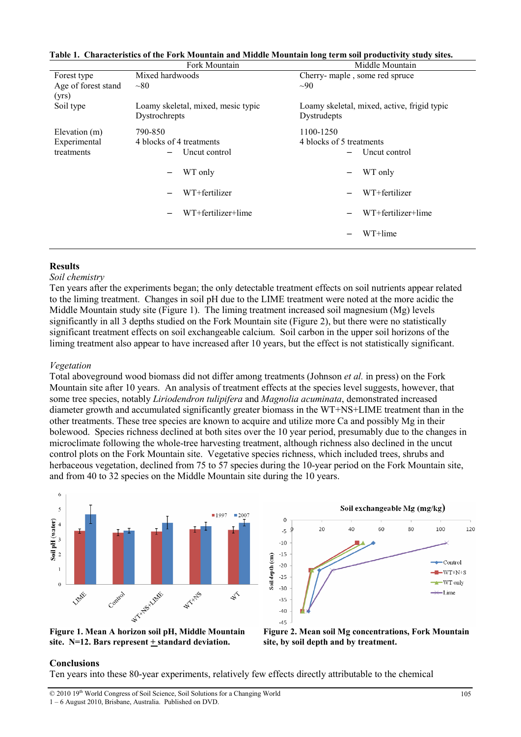**Table 1. Characteristics of the Fork Mountain and Middle Mountain long term soil productivity study sites.**

| | Fork Mountain | Middle Mountain |
|---|---|---|
| Forest type | Mixed hardwoods | Cherry- maple , some red spruce |
| Age of forest stand (yrs) | ~80 | ~90 |
| Soil type | Loamy skeletal, mixed, mesic typic Dystrochrepts | Loamy skeletal, mixed, active, frigid typic Dystrudepts |
| Elevation (m) | 790-850 | 1100-1250 |
| Experimental treatments | 4 blocks of 4 treatments<br>– Uncut control<br>– WT only<br>– WT+fertilizer<br>– WT+fertilizer+lime | 4 blocks of 5 treatments<br>– Uncut control<br>– WT only<br>– WT+fertilizer<br>– WT+fertilizer+lime<br>– WT+lime |

## Results

*Soil chemistry*

Ten years after the experiments began; the only detectable treatment effects on soil nutrients appear related to the liming treatment. Changes in soil pH due to the LIME treatment were noted at the more acidic the Middle Mountain study site (Figure 1). The liming treatment increased soil magnesium (Mg) levels significantly in all 3 depths studied on the Fork Mountain site (Figure 2), but there were no statistically significant treatment effects on soil exchangeable calcium. Soil carbon in the upper soil horizons of the liming treatment also appear to have increased after 10 years, but the effect is not statistically significant.

*Vegetation*

Total aboveground wood biomass did not differ among treatments (Johnson *et al.* in press) on the Fork Mountain site after 10 years. An analysis of treatment effects at the species level suggests, however, that some tree species, notably *Liriodendron tulipifera* and *Magnolia acuminata*, demonstrated increased diameter growth and accumulated significantly greater biomass in the WT+NS+LIME treatment than in the other treatments. These tree species are known to acquire and utilize more Ca and possibly Mg in their bolewood. Species richness declined at both sites over the 10 year period, presumably due to the changes in microclimate following the whole-tree harvesting treatment, although richness also declined in the uncut control plots on the Fork Mountain site. Vegetative species richness, which included trees, shrubs and herbaceous vegetation, declined from 75 to 57 species during the 10-year period on the Fork Mountain site, and from 40 to 32 species on the Middle Mountain site during the 10 years.

**Figure 1. Mean A horizon soil pH, Middle Mountain site. N=12. Bars represent ± standard deviation.**

**Figure 2. Mean soil Mg concentrations, Fork Mountain site, by soil depth and by treatment.**

## Conclusions

Ten years into these 80-year experiments, relatively few effects directly attributable to the chemical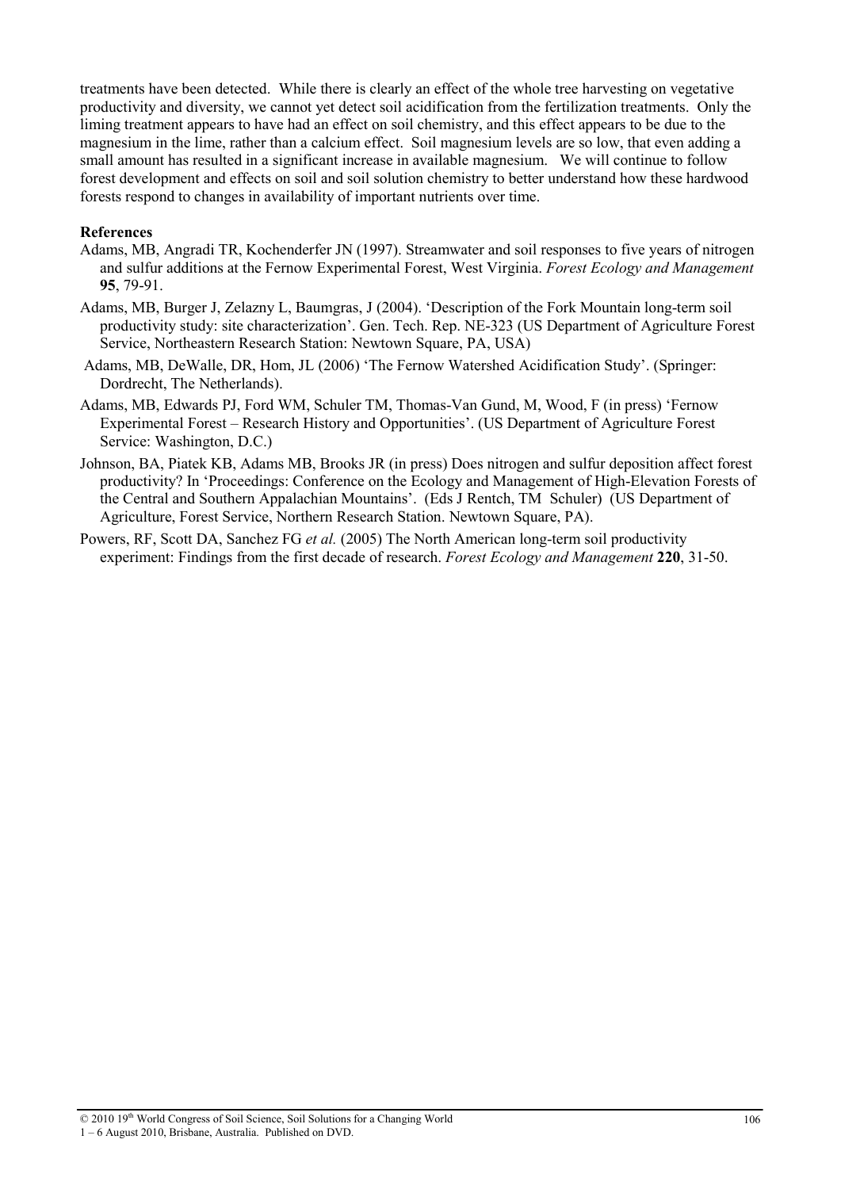treatments have been detected. While there is clearly an effect of the whole tree harvesting on vegetative productivity and diversity, we cannot yet detect soil acidification from the fertilization treatments. Only the liming treatment appears to have had an effect on soil chemistry, and this effect appears to be due to the magnesium in the lime, rather than a calcium effect. Soil magnesium levels are so low, that even adding a small amount has resulted in a significant increase in available magnesium. We will continue to follow forest development and effects on soil and soil solution chemistry to better understand how these hardwood forests respond to changes in availability of important nutrients over time.

**References**

Adams, MB, Angradi TR, Kochenderfer JN (1997). Streamwater and soil responses to five years of nitrogen and sulfur additions at the Fernow Experimental Forest, West Virginia. *Forest Ecology and Management* **95**, 79-91.

Adams, MB, Burger J, Zelazny L, Baumgras, J (2004). 'Description of the Fork Mountain long-term soil productivity study: site characterization'. Gen. Tech. Rep. NE-323 (US Department of Agriculture Forest Service, Northeastern Research Station: Newtown Square, PA, USA)

Adams, MB, DeWalle, DR, Hom, JL (2006) 'The Fernow Watershed Acidification Study'. (Springer: Dordrecht, The Netherlands).

Adams, MB, Edwards PJ, Ford WM, Schuler TM, Thomas-Van Gund, M, Wood, F (in press) 'Fernow Experimental Forest – Research History and Opportunities'. (US Department of Agriculture Forest Service: Washington, D.C.)

Johnson, BA, Piatek KB, Adams MB, Brooks JR (in press) Does nitrogen and sulfur deposition affect forest productivity? In 'Proceedings: Conference on the Ecology and Management of High-Elevation Forests of the Central and Southern Appalachian Mountains'. (Eds J Rentch, TM Schuler) (US Department of Agriculture, Forest Service, Northern Research Station. Newtown Square, PA).

Powers, RF, Scott DA, Sanchez FG *et al.* (2005) The North American long-term soil productivity experiment: Findings from the first decade of research. *Forest Ecology and Management* **220**, 31-50.